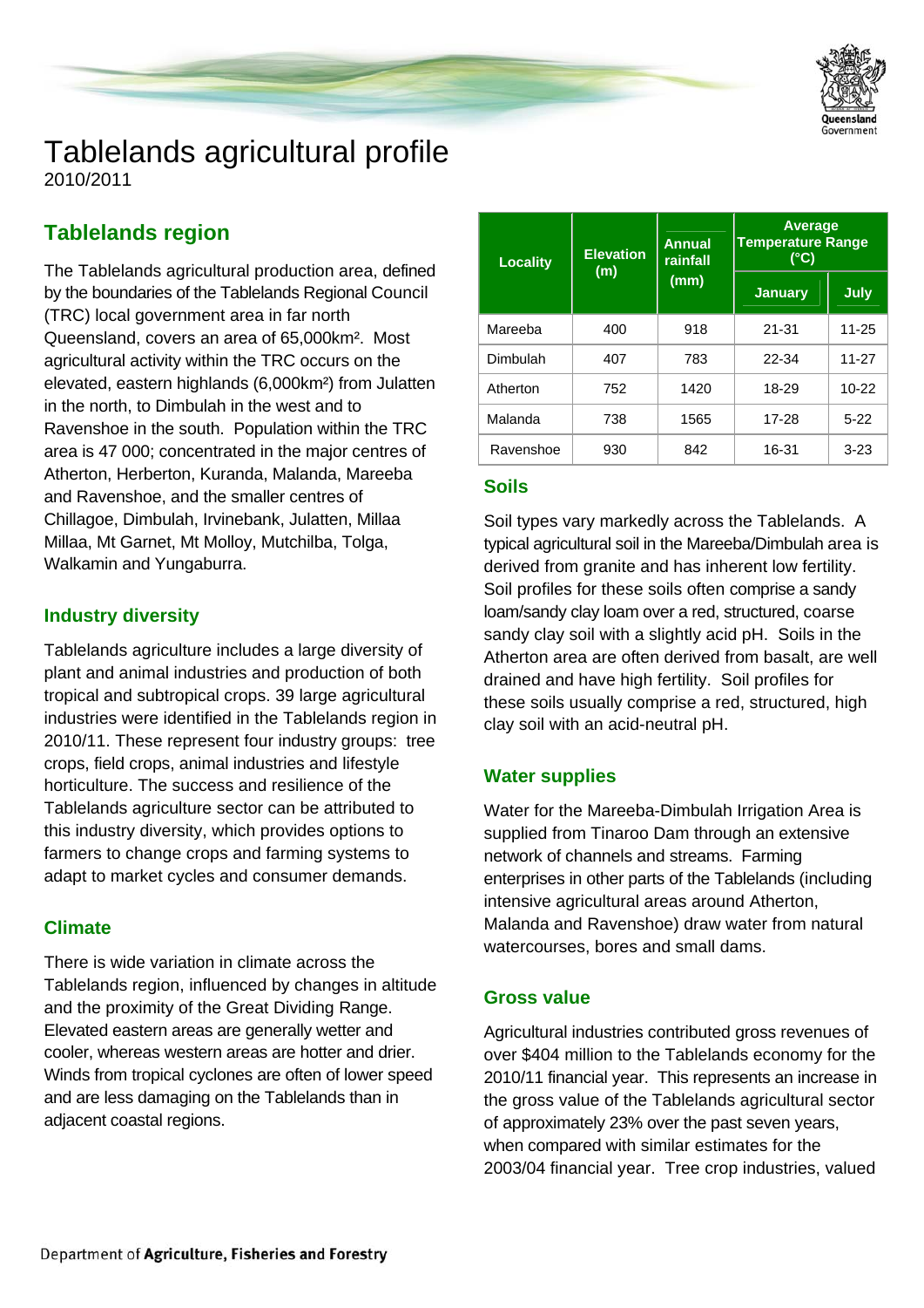# Tablelands agricultural profile

2010/2011

## Tablelands region

The Tablelands agricultural production area, defined by the boundaries of the Tablelands Regional Council (TRC) local government area in far north Queensland, covers an area of 65,000km². Most agricultural activity within the TRC occurs on the elevated, eastern highlands (6,000km²) from Julatten in the north, to Dimbulah in the west and to Ravenshoe in the south. Population within the TRC area is 47 000; concentrated in the major centres of Atherton, Herberton, Kuranda, Malanda, Mareeba and Ravenshoe, and the smaller centres of Chillagoe, Dimbulah, Irvinebank, Julatten, Millaa Millaa, Mt Garnet, Mt Molloy, Mutchilba, Tolga, Walkamin and Yungaburra.

### Industry diversity

Tablelands agriculture includes a large diversity of plant and animal industries and production of both tropical and subtropical crops. 39 large agricultural industries were identified in the Tablelands region in 2010/11. These represent four industry groups: tree crops, field crops, animal industries and lifestyle horticulture. The success and resilience of the Tablelands agriculture sector can be attributed to this industry diversity, which provides options to farmers to change crops and farming systems to adapt to market cycles and consumer demands.

### Climate

There is wide variation in climate across the Tablelands region, influenced by changes in altitude and the proximity of the Great Dividing Range. Elevated eastern areas are generally wetter and cooler, whereas western areas are hotter and drier. Winds from tropical cyclones are often of lower speed and are less damaging on the Tablelands than in adjacent coastal regions.

| Locality | Elevation (m) | Annual rainfall (mm) | Average Temperature Range (°C) | |
|---|---|---|---|---|
| | | | January | July |
| Mareeba | 400 | 918 | 21-31 | 11-25 |
| Dimbulah | 407 | 783 | 22-34 | 11-27 |
| Atherton | 752 | 1420 | 18-29 | 10-22 |
| Malanda | 738 | 1565 | 17-28 | 5-22 |
| Ravenshoe | 930 | 842 | 16-31 | 3-23 |

### Soils

Soil types vary markedly across the Tablelands. A typical agricultural soil in the Mareeba/Dimbulah area is derived from granite and has inherent low fertility. Soil profiles for these soils often comprise a sandy loam/sandy clay loam over a red, structured, coarse sandy clay soil with a slightly acid pH. Soils in the Atherton area are often derived from basalt, are well drained and have high fertility. Soil profiles for these soils usually comprise a red, structured, high clay soil with an acid-neutral pH.

### Water supplies

Water for the Mareeba-Dimbulah Irrigation Area is supplied from Tinaroo Dam through an extensive network of channels and streams. Farming enterprises in other parts of the Tablelands (including intensive agricultural areas around Atherton, Malanda and Ravenshoe) draw water from natural watercourses, bores and small dams.

### Gross value

Agricultural industries contributed gross revenues of over $404 million to the Tablelands economy for the 2010/11 financial year. This represents an increase in the gross value of the Tablelands agricultural sector of approximately 23% over the past seven years, when compared with similar estimates for the 2003/04 financial year. Tree crop industries, valued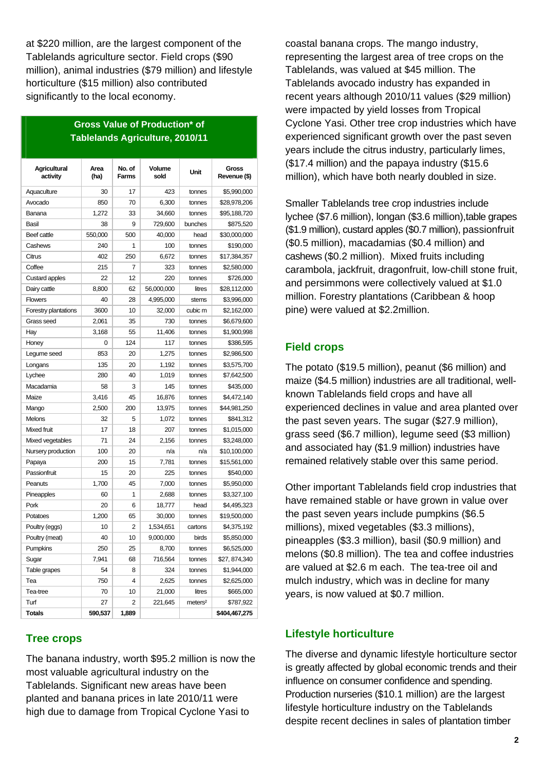at $220 million, are the largest component of the Tablelands agriculture sector. Field crops ($90 million), animal industries ($79 million) and lifestyle horticulture ($15 million) also contributed significantly to the local economy.

**Gross Value of Production* of Tablelands Agriculture, 2010/11**

| Agricultural activity | Area (ha) | No. of Farms | Volume sold | Unit | Gross Revenue ($) |
|---|---|---|---|---|---|
| Aquaculture | 30 | 17 | 423 | tonnes | $5,990,000 |
| Avocado | 850 | 70 | 6,300 | tonnes | $28,978,206 |
| Banana | 1,272 | 33 | 34,660 | tonnes | $95,188,720 |
| Basil | 38 | 9 | 729,600 | bunches | $875,520 |
| Beef cattle | 550,000 | 500 | 40,000 | head | $30,000,000 |
| Cashews | 240 | 1 | 100 | tonnes | $190,000 |
| Citrus | 402 | 250 | 6,672 | tonnes | $17,384,357 |
| Coffee | 215 | 7 | 323 | tonnes | $2,580,000 |
| Custard apples | 22 | 12 | 220 | tonnes | $726,000 |
| Dairy cattle | 8,800 | 62 | 56,000,000 | litres | $28,112,000 |
| Flowers | 40 | 28 | 4,995,000 | stems | $3,996,000 |
| Forestry plantations | 3600 | 10 | 32,000 | cubic m | $2,162,000 |
| Grass seed | 2,061 | 35 | 730 | tonnes | $6,679,600 |
| Hay | 3,168 | 55 | 11,406 | tonnes | $1,900,998 |
| Honey | 0 | 124 | 117 | tonnes | $386,595 |
| Legume seed | 853 | 20 | 1,275 | tonnes | $2,986,500 |
| Longans | 135 | 20 | 1,192 | tonnes | $3,575,700 |
| Lychee | 280 | 40 | 1,019 | tonnes | $7,642,500 |
| Macadamia | 58 | 3 | 145 | tonnes | $435,000 |
| Maize | 3,416 | 45 | 16,876 | tonnes | $4,472,140 |
| Mango | 2,500 | 200 | 13,975 | tonnes | $44,981,250 |
| Melons | 32 | 5 | 1,072 | tonnes | $841,312 |
| Mixed fruit | 17 | 18 | 207 | tonnes | $1,015,000 |
| Mixed vegetables | 71 | 24 | 2,156 | tonnes | $3,248,000 |
| Nursery production | 100 | 20 | n/a | n/a | $10,100,000 |
| Papaya | 200 | 15 | 7,781 | tonnes | $15,561,000 |
| Passionfruit | 15 | 20 | 225 | tonnes | $540,000 |
| Peanuts | 1,700 | 45 | 7,000 | tonnes | $5,950,000 |
| Pineapples | 60 | 1 | 2,688 | tonnes | $3,327,100 |
| Pork | 20 | 6 | 18,777 | head | $4,495,323 |
| Potatoes | 1,200 | 65 | 30,000 | tonnes | $19,500,000 |
| Poultry (eggs) | 10 | 2 | 1,534,651 | cartons | $4,375,192 |
| Poultry (meat) | 40 | 10 | 9,000,000 | birds | $5,850,000 |
| Pumpkins | 250 | 25 | 8,700 | tonnes | $6,525,000 |
| Sugar | 7,941 | 68 | 716,564 | tonnes | $27, 874,340 |
| Table grapes | 54 | 8 | 324 | tonnes | $1,944,000 |
| Tea | 750 | 4 | 2,625 | tonnes | $2,625,000 |
| Tea-tree | 70 | 10 | 21,000 | litres | $665,000 |
| Turf | 27 | 2 | 221,645 | meters² | $787,922 |
| **Totals** | **590,537** | **1,889** | | | **$404,467,275** |

## Tree crops

The banana industry, worth $95.2 million is now the most valuable agricultural industry on the Tablelands. Significant new areas have been planted and banana prices in late 2010/11 were high due to damage from Tropical Cyclone Yasi to coastal banana crops. The mango industry, representing the largest area of tree crops on the Tablelands, was valued at $45 million. The Tablelands avocado industry has expanded in recent years although 2010/11 values ($29 million) were impacted by yield losses from Tropical Cyclone Yasi. Other tree crop industries which have experienced significant growth over the past seven years include the citrus industry, particularly limes, ($17.4 million) and the papaya industry ($15.6 million), which have both nearly doubled in size.

Smaller Tablelands tree crop industries include lychee ($7.6 million), longan ($3.6 million),table grapes ($1.9 million), custard apples ($0.7 million), passionfruit ($0.5 million), macadamias ($0.4 million) and cashews ($0.2 million). Mixed fruits including carambola, jackfruit, dragonfruit, low-chill stone fruit, and persimmons were collectively valued at $1.0 million. Forestry plantations (Caribbean & hoop pine) were valued at $2.2million.

## Field crops

The potato ($19.5 million), peanut ($6 million) and maize ($4.5 million) industries are all traditional, well-known Tablelands field crops and have all experienced declines in value and area planted over the past seven years. The sugar ($27.9 million), grass seed ($6.7 million), legume seed ($3 million) and associated hay ($1.9 million) industries have remained relatively stable over this same period.

Other important Tablelands field crop industries that have remained stable or have grown in value over the past seven years include pumpkins ($6.5 millions), mixed vegetables ($3.3 millions), pineapples ($3.3 million), basil ($0.9 million) and melons ($0.8 million). The tea and coffee industries are valued at $2.6 m each. The tea-tree oil and mulch industry, which was in decline for many years, is now valued at $0.7 million.

## Lifestyle horticulture

The diverse and dynamic lifestyle horticulture sector is greatly affected by global economic trends and their influence on consumer confidence and spending. Production nurseries ($10.1 million) are the largest lifestyle horticulture industry on the Tablelands despite recent declines in sales of plantation timber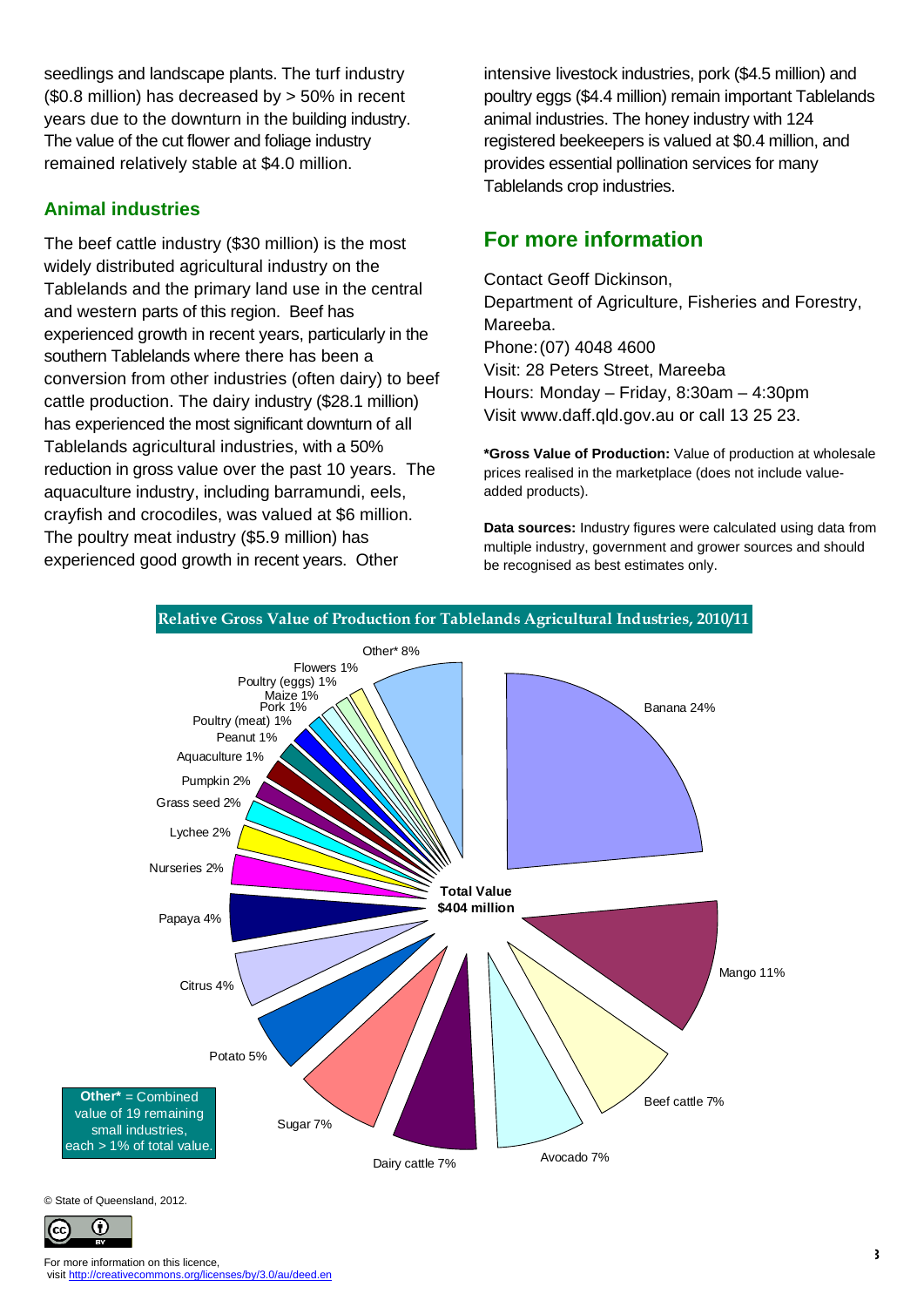seedlings and landscape plants. The turf industry ($0.8 million) has decreased by > 50% in recent years due to the downturn in the building industry. The value of the cut flower and foliage industry remained relatively stable at $4.0 million.

## Animal industries

The beef cattle industry ($30 million) is the most widely distributed agricultural industry on the Tablelands and the primary land use in the central and western parts of this region. Beef has experienced growth in recent years, particularly in the southern Tablelands where there has been a conversion from other industries (often dairy) to beef cattle production. The dairy industry ($28.1 million) has experienced the most significant downturn of all Tablelands agricultural industries, with a 50% reduction in gross value over the past 10 years. The aquaculture industry, including barramundi, eels, crayfish and crocodiles, was valued at $6 million. The poultry meat industry ($5.9 million) has experienced good growth in recent years. Other intensive livestock industries, pork ($4.5 million) and poultry eggs ($4.4 million) remain important Tablelands animal industries. The honey industry with 124 registered beekeepers is valued at $0.4 million, and provides essential pollination services for many Tablelands crop industries.

## For more information

Contact Geoff Dickinson,
Department of Agriculture, Fisheries and Forestry, Mareeba.
Phone: (07) 4048 4600
Visit: 28 Peters Street, Mareeba
Hours: Monday – Friday, 8:30am – 4:30pm
Visit www.daff.qld.gov.au or call 13 25 23.

**\*Gross Value of Production:** Value of production at wholesale prices realised in the marketplace (does not include value-added products).

**Data sources:** Industry figures were calculated using data from multiple industry, government and grower sources and should be recognised as best estimates only.

**Relative Gross Value of Production for Tablelands Agricultural Industries, 2010/11**

Total Value
$404 million

Banana 24%
Mango 11%
Beef cattle 7%
Avocado 7%
Dairy cattle 7%
Sugar 7%
Potato 5%
Citrus 4%
Papaya 4%
Nurseries 2%
Lychee 2%
Grass seed 2%
Pumpkin 2%
Aquaculture 1%
Peanut 1%
Poultry (meat) 1%
Pork 1%
Maize 1%
Poultry (eggs) 1%
Flowers 1%
Other* 8%

**Other\*** = Combined value of 19 remaining small industries, each > 1% of total value.

© State of Queensland, 2012.

For more information on this licence, visit http://creativecommons.org/licenses/by/3.0/au/deed.en